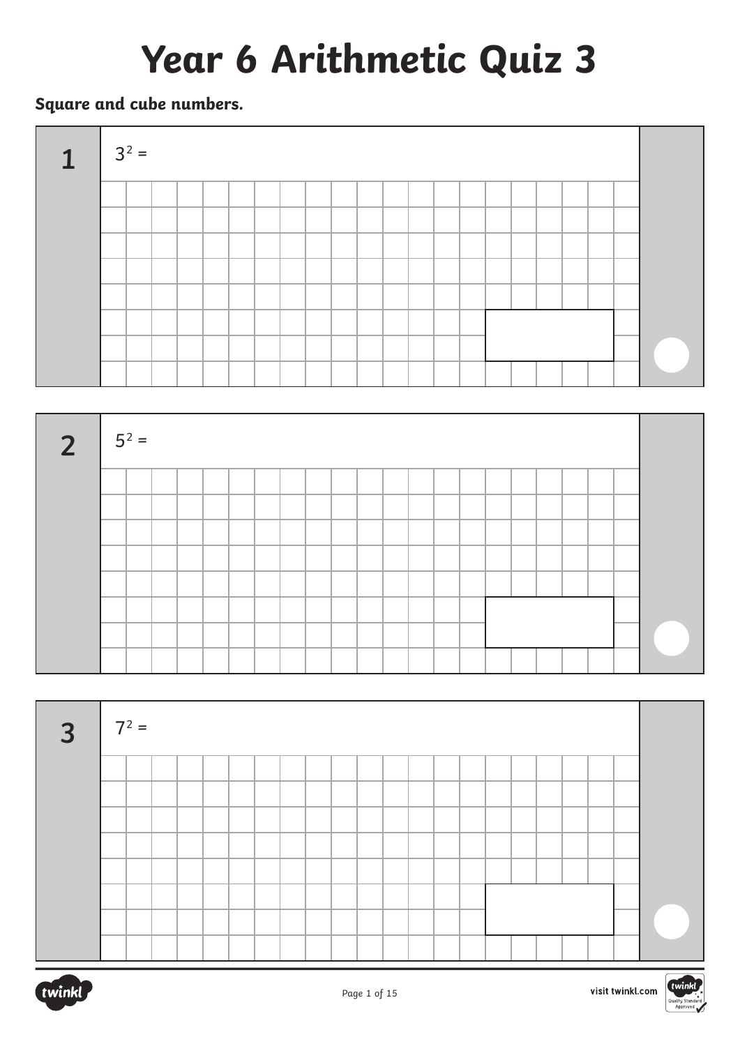# Year 6 Arithmetic Quiz 3

**Square and cube numbers.**

**1** $3^2 =$

**2** $5^2 =$

**3** $7^2 =$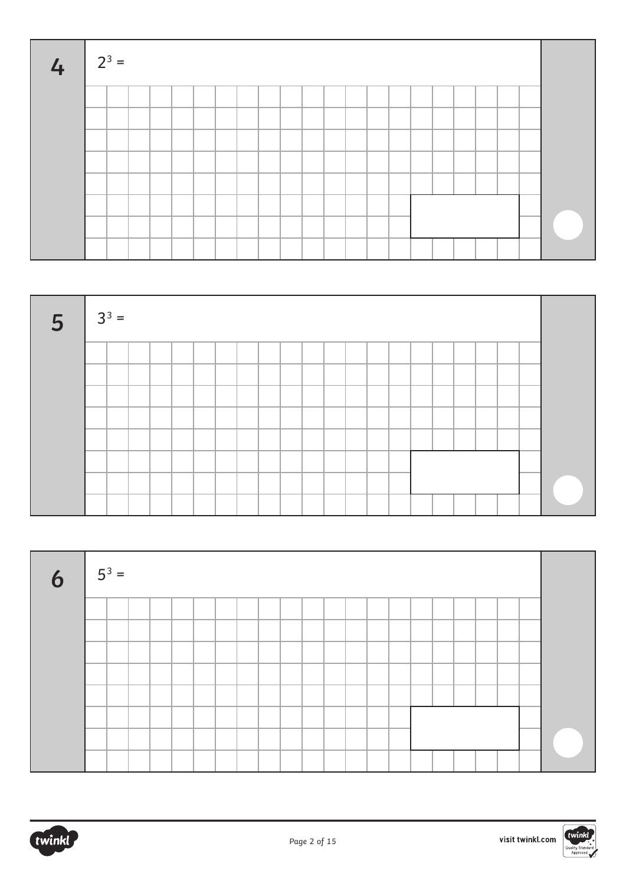**4** $2^3 =$

**5** $3^3 =$

**6** $5^3 =$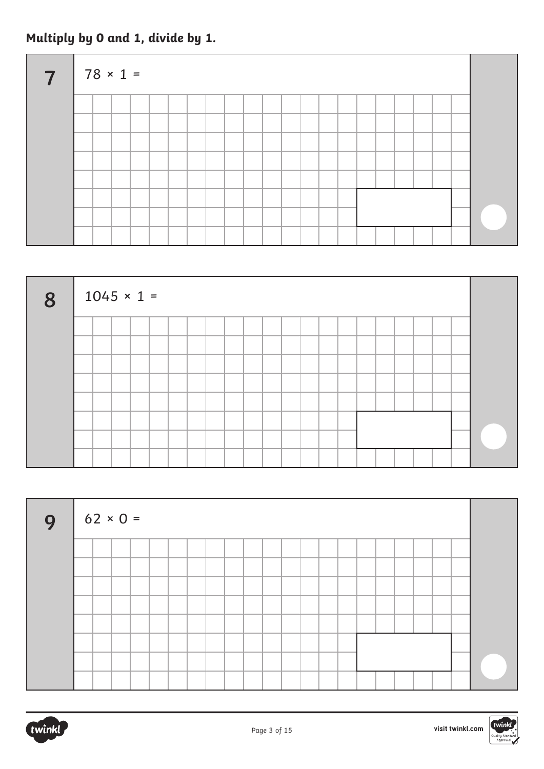**Multiply by 0 and 1, divide by 1.**

**7**

$78 \times 1 =$

**8**

$1045 \times 1 =$

**9**

$62 \times 0 =$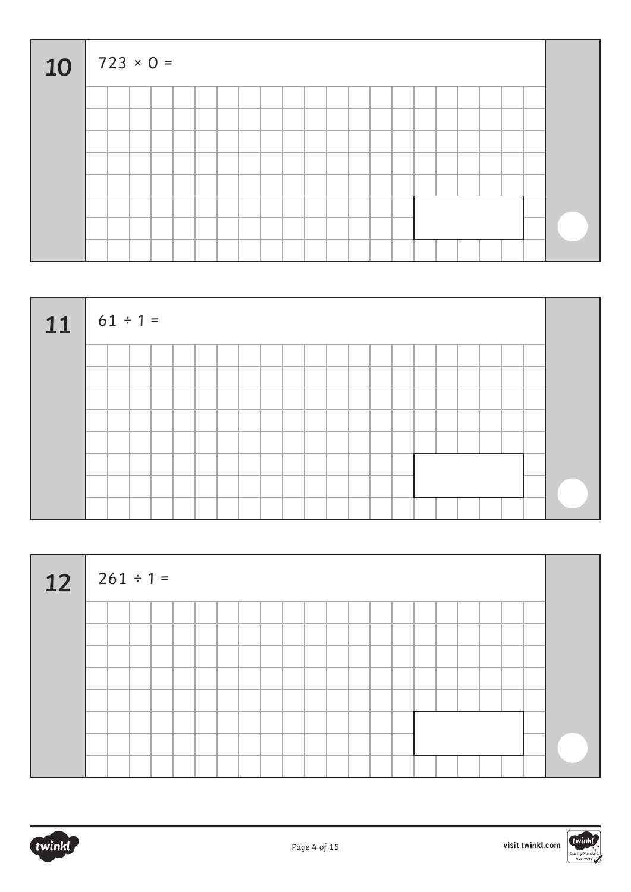**10** $723 \times 0 =$

**11** $61 \div 1 =$

**12** $261 \div 1 =$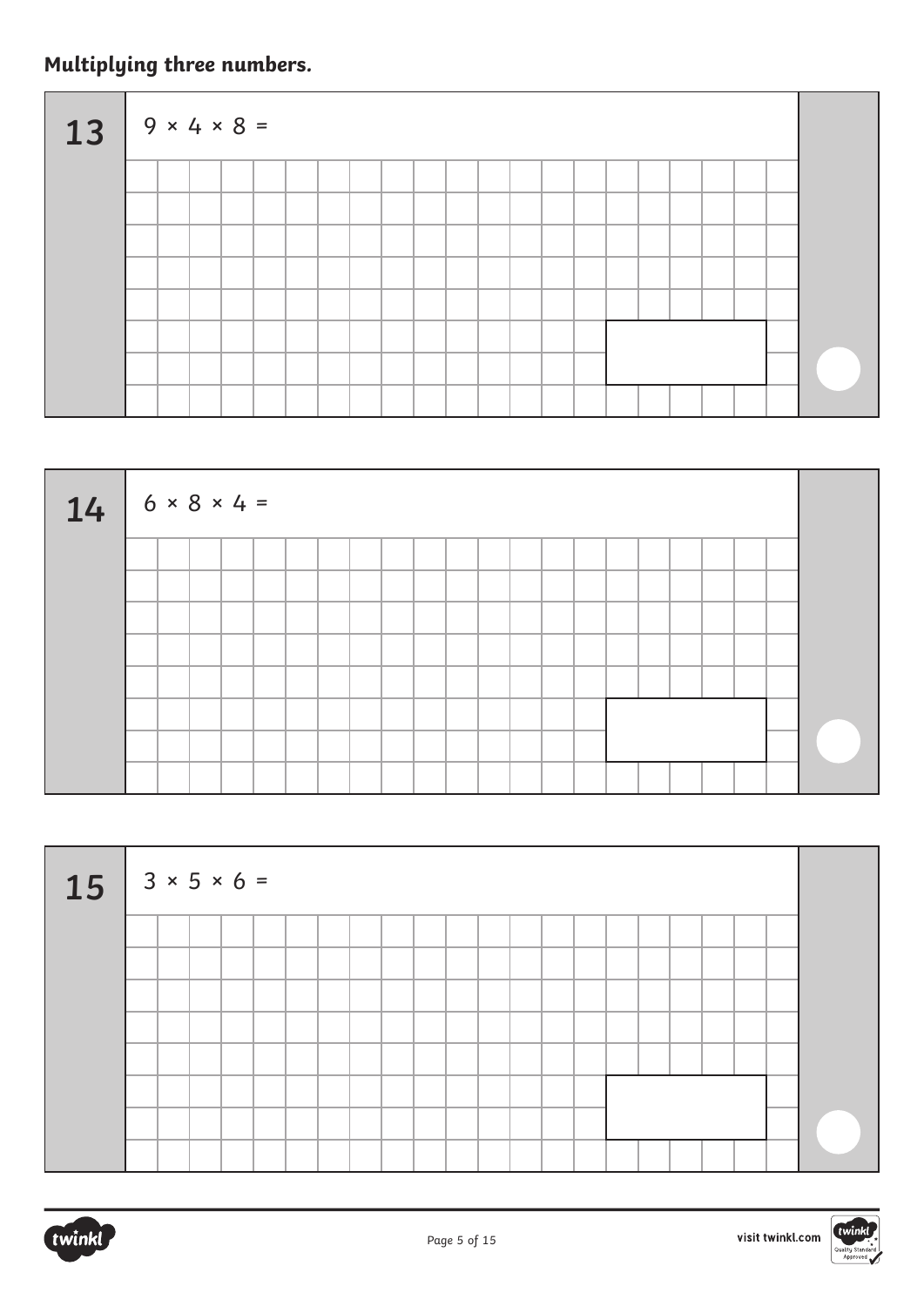**Multiplying three numbers.**

**13** $9 \times 4 \times 8 =$

**14** $6 \times 8 \times 4 =$

**15** $3 \times 5 \times 6 =$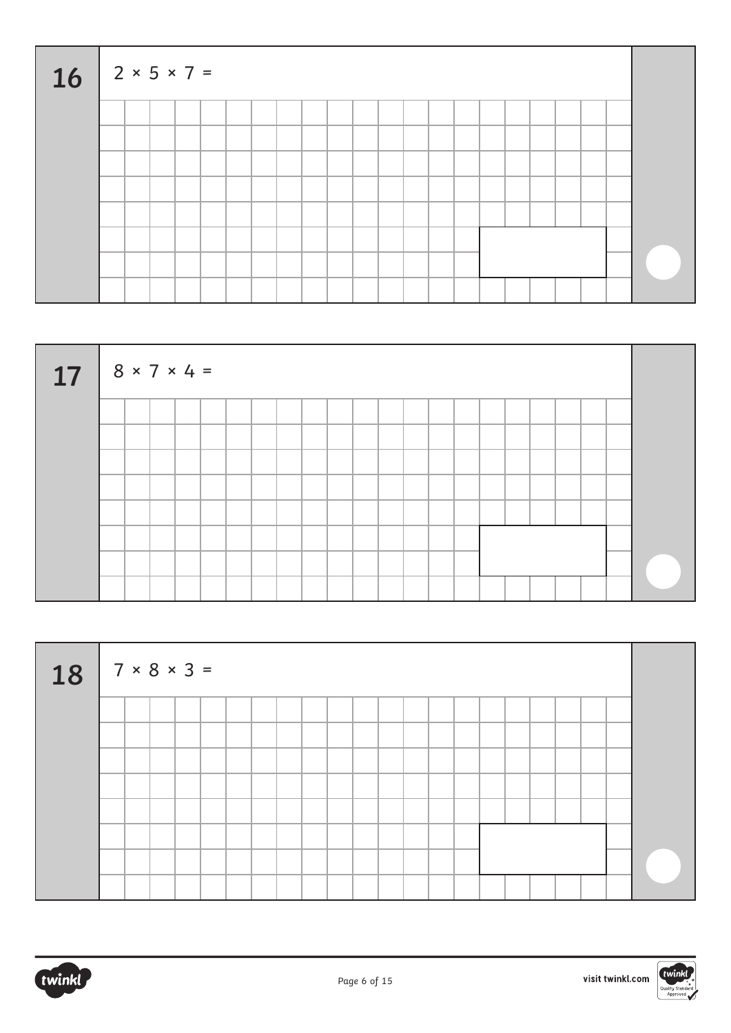**16** $2 \times 5 \times 7 =$

**17** $8 \times 7 \times 4 =$

**18** $7 \times 8 \times 3 =$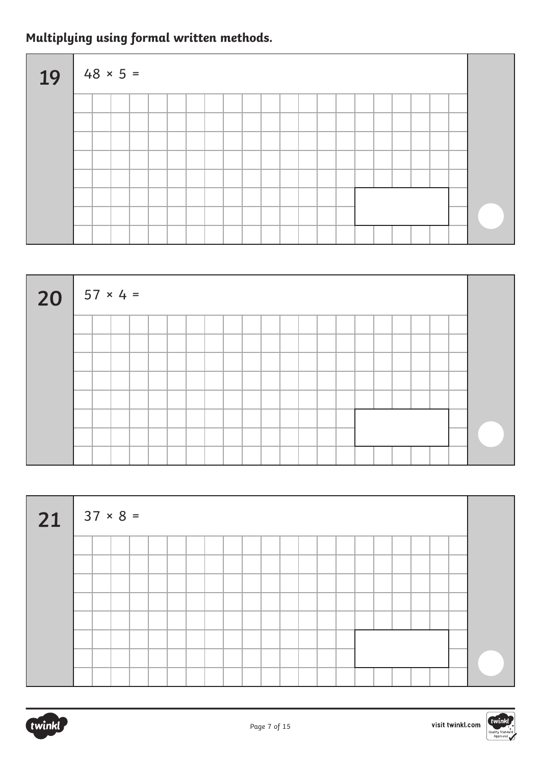**Multiplying using formal written methods.**

**19** $48 \times 5 =$

**20** $57 \times 4 =$

**21** $37 \times 8 =$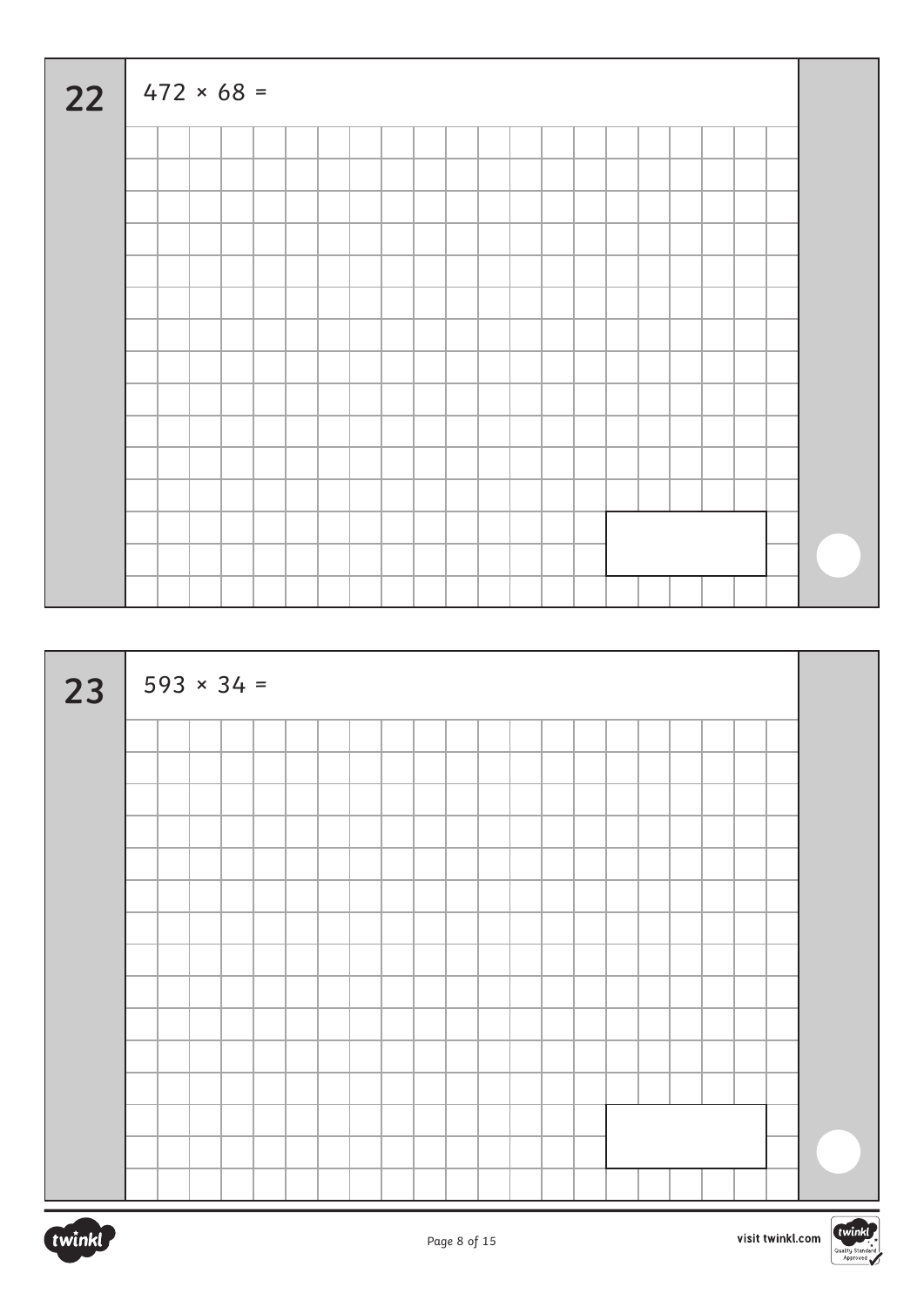**22**

$472 \times 68 =$

**23**

$593 \times 34 =$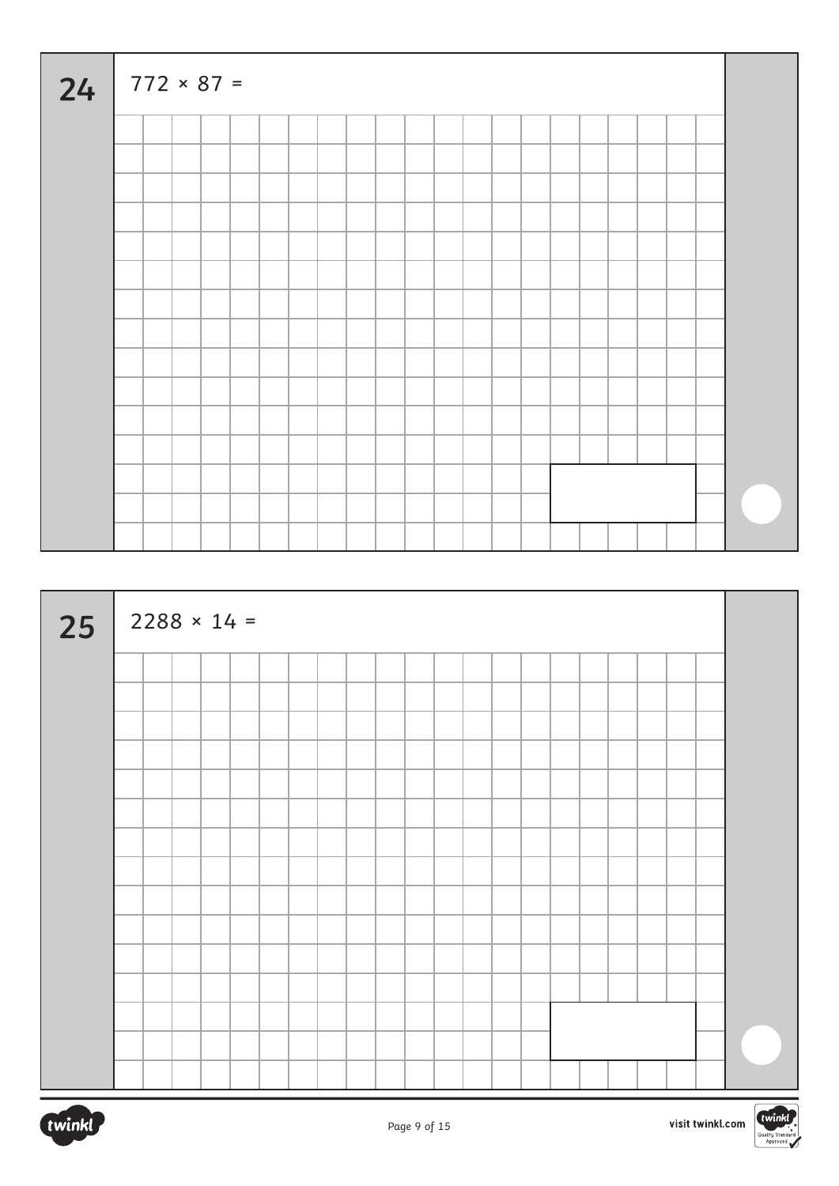**24** $772 \times 87 =$

**25** $2288 \times 14 =$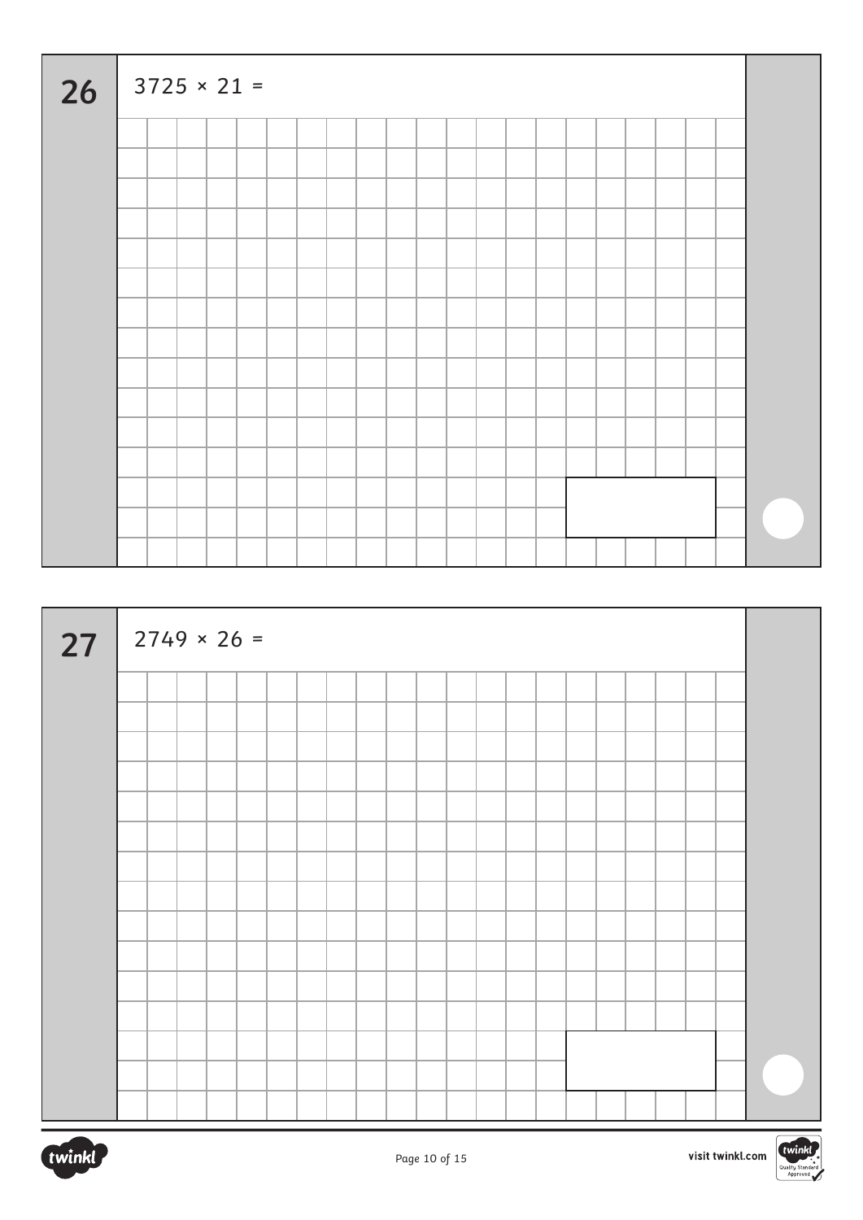**26** $3725 \times 21 =$

**27** $2749 \times 26 =$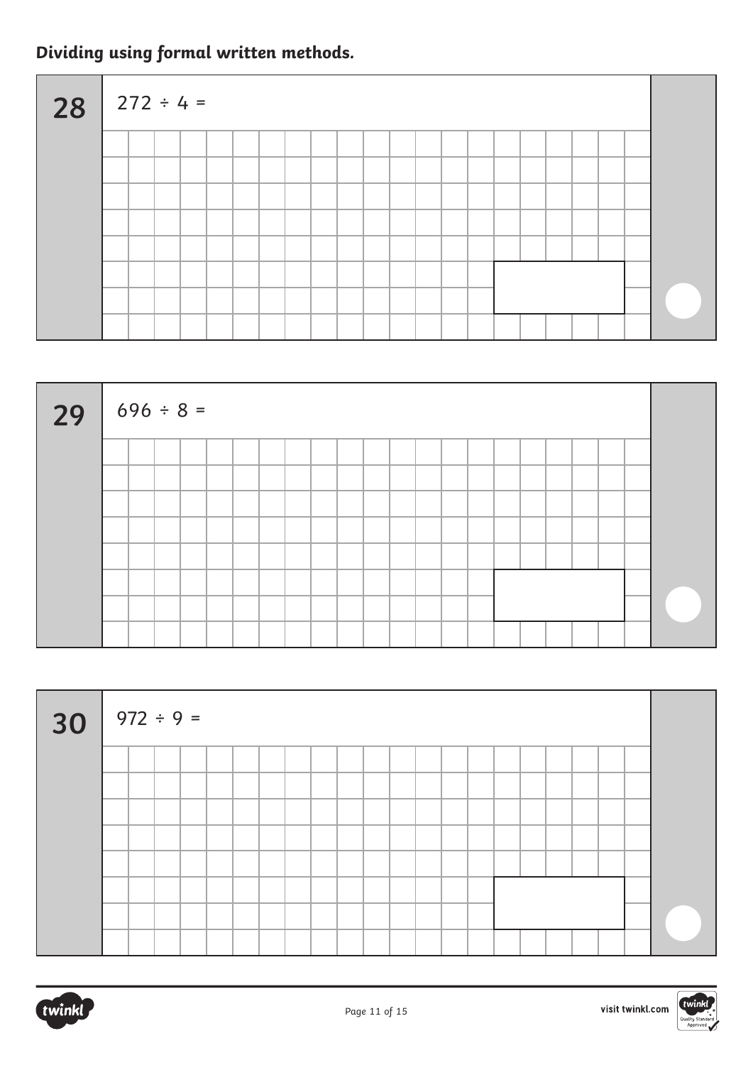***Dividing using formal written methods.***

**28**

$272 \div 4 =$

**29**

$696 \div 8 =$

**30**

$972 \div 9 =$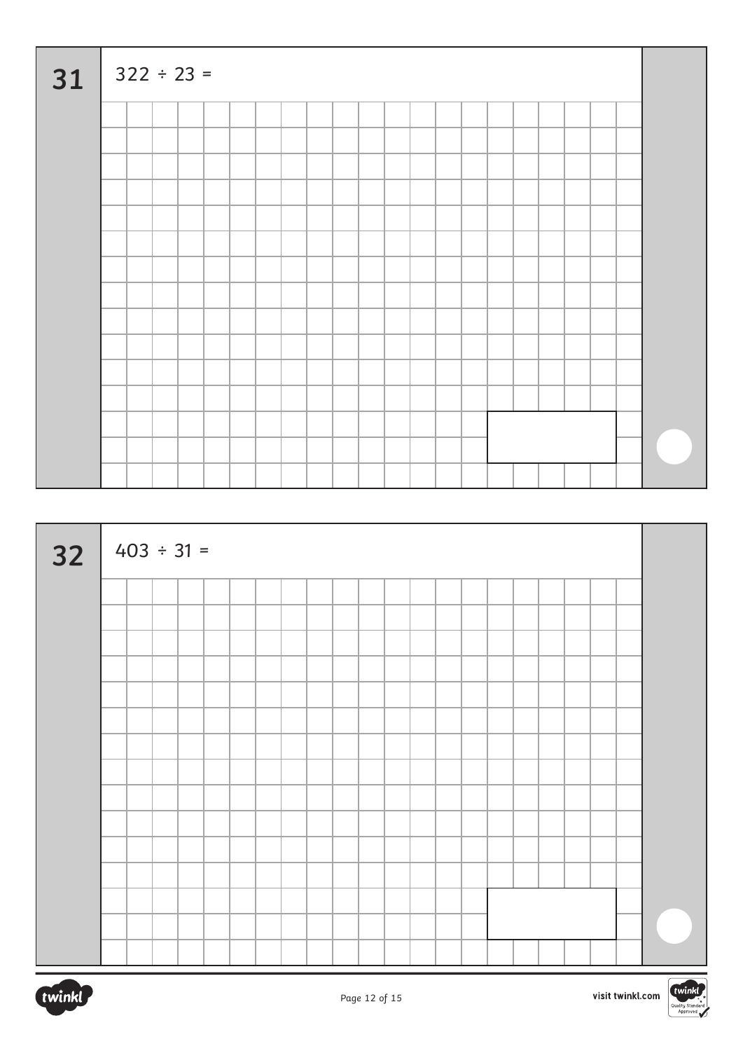**31** $322 \div 23 =$

**32** $403 \div 31 =$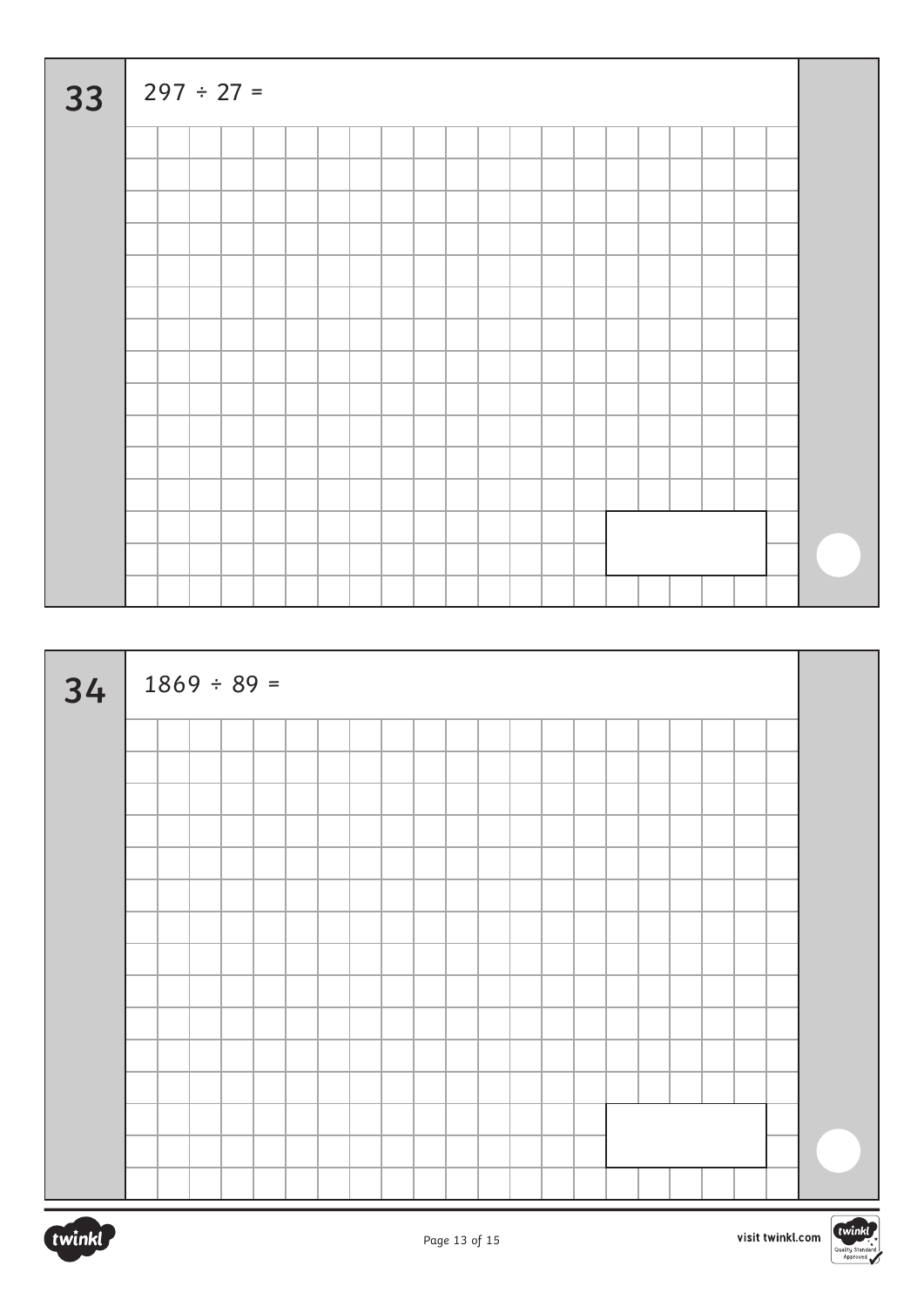**33** $297 \div 27 =$

**34** $1869 \div 89 =$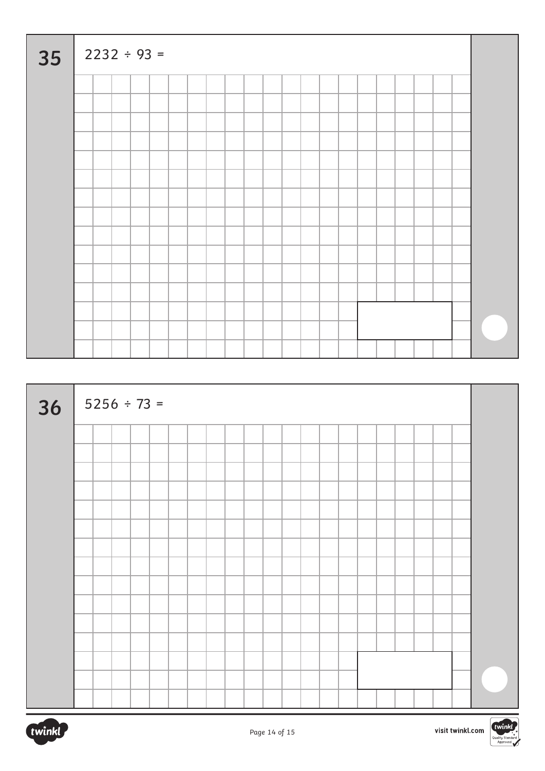**35**

$2232 \div 93 =$

**36**

$5256 \div 73 =$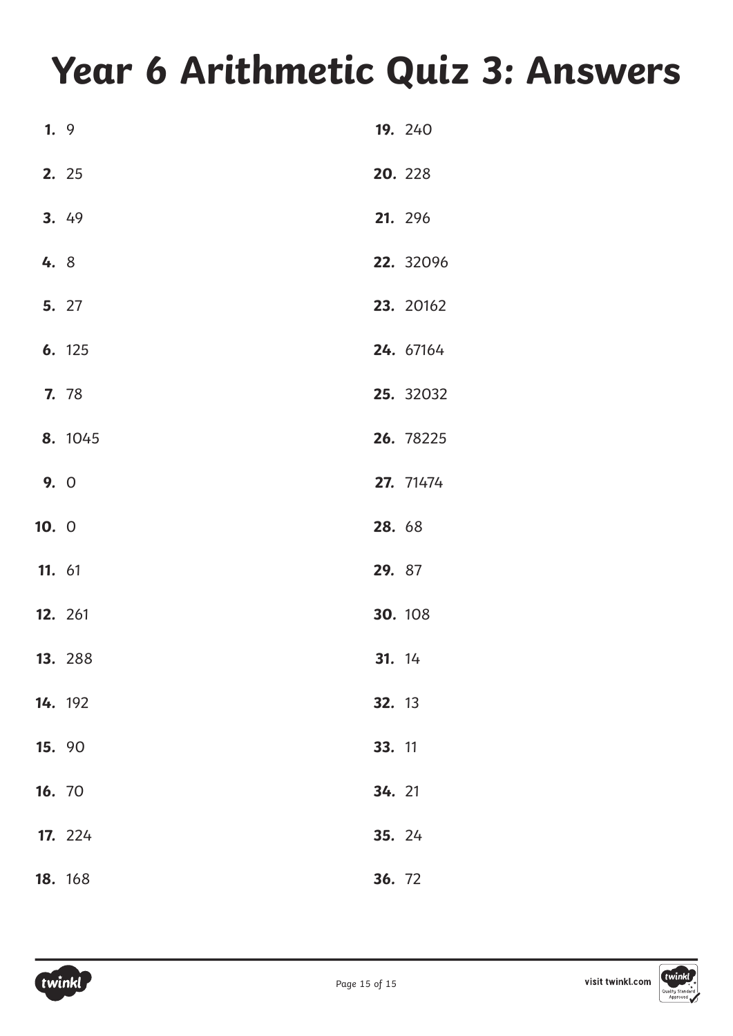# Year 6 Arithmetic Quiz 3: Answers

1. 9
2. 25
3. 49
4. 8
5. 27
6. 125
7. 78
8. 1045
9. 0
10. 0
11. 61
12. 261
13. 288
14. 192
15. 90
16. 70
17. 224
18. 168
19. 240
20. 228
21. 296
22. 32096
23. 20162
24. 67164
25. 32032
26. 78225
27. 71474
28. 68
29. 87
30. 108
31. 14
32. 13
33. 11
34. 21
35. 24
36. 72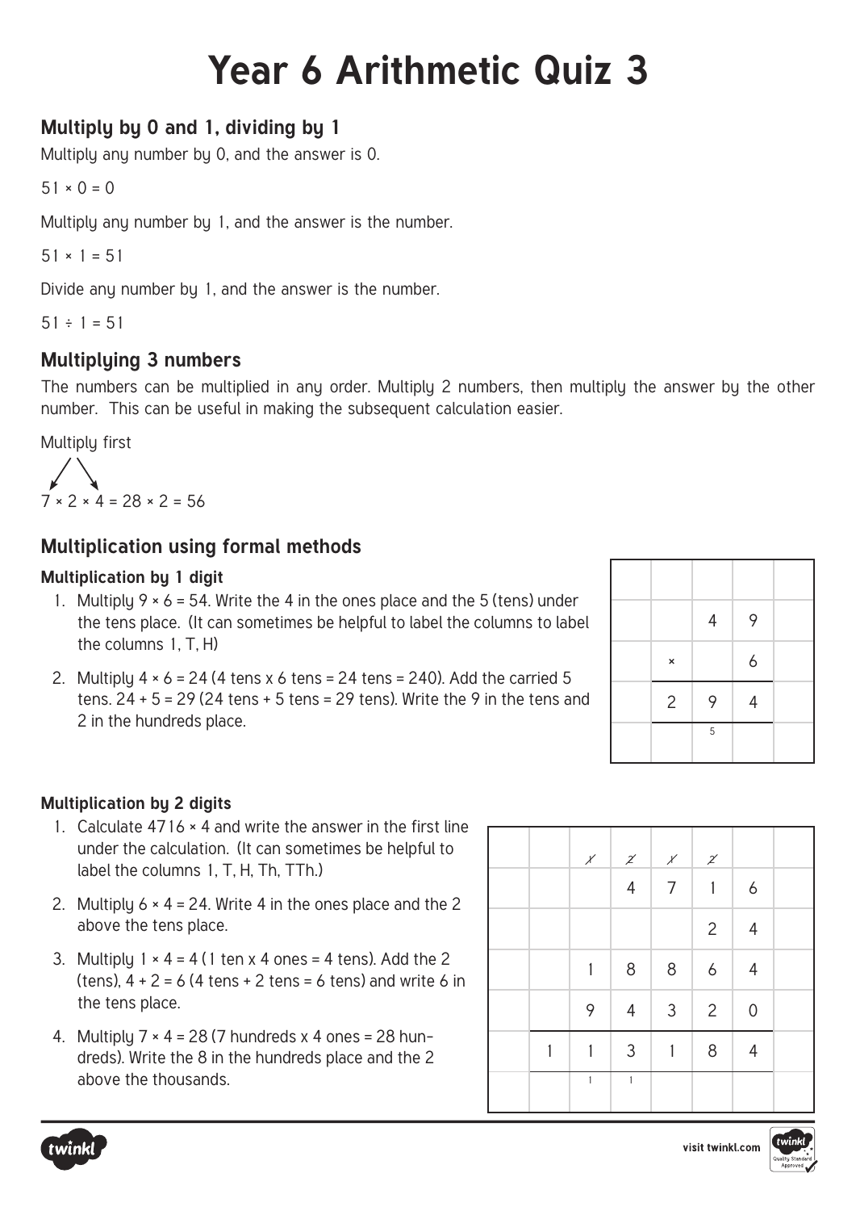# Year 6 Arithmetic Quiz 3

### Multiply by 0 and 1, dividing by 1

Multiply any number by 0, and the answer is 0.

51 × 0 = 0

Multiply any number by 1, and the answer is the number.

51 × 1 = 51

Divide any number by 1, and the answer is the number.

51 ÷ 1 = 51

### Multiplying 3 numbers

The numbers can be multiplied in any order. Multiply 2 numbers, then multiply the answer by the other number. This can be useful in making the subsequent calculation easier.

Multiply first

7 × 2 × 4 = 28 × 2 = 56

### Multiplication using formal methods

#### Multiplication by 1 digit

1. Multiply 9 × 6 = 54. Write the 4 in the ones place and the 5 (tens) under the tens place. (It can sometimes be helpful to label the columns to label the columns 1, T, H)
2. Multiply 4 × 6 = 24 (4 tens x 6 tens = 24 tens = 240). Add the carried 5 tens. 24 + 5 = 29 (24 tens + 5 tens = 29 tens). Write the 9 in the tens and 2 in the hundreds place.

| | | | | |
|---|---|---|---|---|
| | | | | |
| | | 4 | 9 | |
| | × | | 6 | |
| | 2 | 9 | 4 | |
| | | 5 | | |

#### Multiplication by 2 digits

1. Calculate 4716 × 4 and write the answer in the first line under the calculation. (It can sometimes be helpful to label the columns 1, T, H, Th, TTh.)
2. Multiply 6 × 4 = 24. Write 4 in the ones place and the 2 above the tens place.
3. Multiply 1 × 4 = 4 (1 ten x 4 ones = 4 tens). Add the 2 (tens), 4 + 2 = 6 (4 tens + 2 tens = 6 tens) and write 6 in the tens place.
4. Multiply 7 × 4 = 28 (7 hundreds x 4 ones = 28 hundreds). Write the 8 in the hundreds place and the 2 above the thousands.

| | | | | | | | |
|---|---|---|---|---|---|---|---|
| | | 1 (crossed out) | 2 (crossed out) | 1 (crossed out) | 2 (crossed out) | | |
| | | | 4 | 7 | 1 | 6 | |
| | | | | | 2 | 4 | |
| | | 1 | 8 | 8 | 6 | 4 | |
| | | 9 | 4 | 3 | 2 | 0 | |
| | 1 | 1 | 3 | 1 | 8 | 4 | |
| | | 1 | 1 | | | | |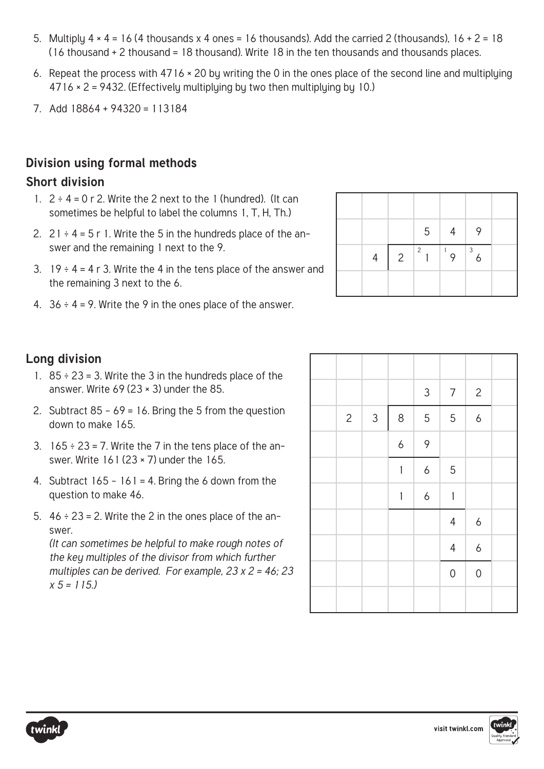5. Multiply 4 × 4 = 16 (4 thousands x 4 ones = 16 thousands). Add the carried 2 (thousands), 16 + 2 = 18 (16 thousand + 2 thousand = 18 thousand). Write 18 in the ten thousands and thousands places.
6. Repeat the process with 4716 × 20 by writing the 0 in the ones place of the second line and multiplying 4716 × 2 = 9432. (Effectively multiplying by two then multiplying by 10.)
7. Add 18864 + 94320 = 113184

## Division using formal methods

### Short division

1. 2 ÷ 4 = 0 r 2. Write the 2 next to the 1 (hundred). (It can sometimes be helpful to label the columns 1, T, H, Th.)
2. 21 ÷ 4 = 5 r 1. Write the 5 in the hundreds place of the answer and the remaining 1 next to the 9.
3. 19 ÷ 4 = 4 r 3. Write the 4 in the tens place of the answer and the remaining 3 next to the 6.
4. 36 ÷ 4 = 9. Write the 9 in the ones place of the answer.

| | | | | | | |
|---|---|---|---|---|---|---|
| | | | 5 | 4 | 9 | |
| | 4 | 2 | ²1 | ¹9 | ³6 | |

### Long division

1. 85 ÷ 23 = 3. Write the 3 in the hundreds place of the answer. Write 69 (23 × 3) under the 85.
2. Subtract 85 - 69 = 16. Bring the 5 from the question down to make 165.
3. 165 ÷ 23 = 7. Write the 7 in the tens place of the answer. Write 161 (23 × 7) under the 165.
4. Subtract 165 - 161 = 4. Bring the 6 down from the question to make 46.
5. 46 ÷ 23 = 2. Write the 2 in the ones place of the answer.
   *(It can sometimes be helpful to make rough notes of the key multiples of the divisor from which further multiples can be derived. For example, 23 x 2 = 46; 23 x 5 = 115.)*

| | | | | | | | |
|---|---|---|---|---|---|---|---|
| | | | | 3 | 7 | 2 | |
| | 2 | 3 | 8 | 5 | 5 | 6 | |
| | | | 6 | 9 | | | |
| | | | 1 | 6 | 5 | | |
| | | | 1 | 6 | 1 | | |
| | | | | | 4 | 6 | |
| | | | | | 4 | 6 | |
| | | | | | 0 | 0 | |